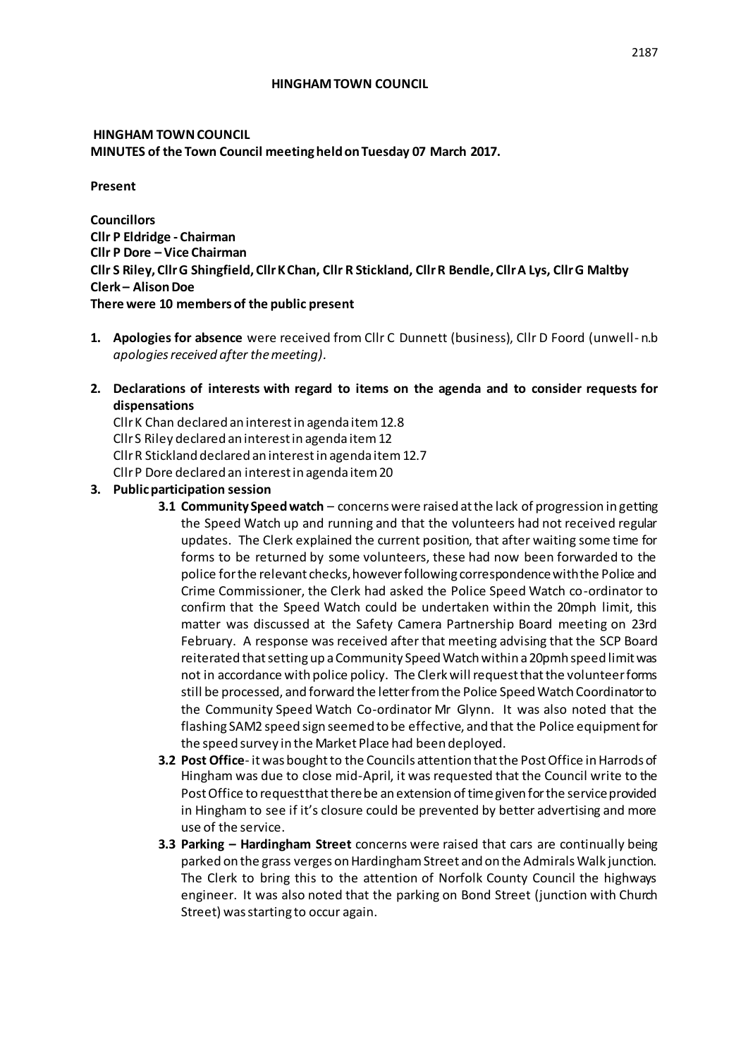**HINGHAM TOWN COUNCIL**

**HINGHAM TOWN COUNCIL**
**MINUTES of the Town Council meeting held on Tuesday 07 March 2017.**

**Present**

**Councillors**
**Cllr P Eldridge - Chairman**
**Cllr P Dore – Vice Chairman**
**Cllr S Riley, Cllr G Shingfield, Cllr K Chan, Cllr R Stickland, Cllr R Bendle, Cllr A Lys, Cllr G Maltby**
**Clerk – Alison Doe**
**There were 10 members of the public present**

1. **Apologies for absence** were received from Cllr C Dunnett (business), Cllr D Foord (unwell - n.b *apologies received after the meeting)*.

2. **Declarations of interests with regard to items on the agenda and to consider requests for dispensations**
   Cllr K Chan declared an interest in agenda item 12.8
   Cllr S Riley declared an interest in agenda item 12
   Cllr R Stickland declared an interest in agenda item 12.7
   Cllr P Dore declared an interest in agenda item 20

3. **Public participation session**
   - **3.1 Community Speed watch** – concerns were raised at the lack of progression in getting the Speed Watch up and running and that the volunteers had not received regular updates. The Clerk explained the current position, that after waiting some time for forms to be returned by some volunteers, these had now been forwarded to the police for the relevant checks, however following correspondence with the Police and Crime Commissioner, the Clerk had asked the Police Speed Watch co-ordinator to confirm that the Speed Watch could be undertaken within the 20mph limit, this matter was discussed at the Safety Camera Partnership Board meeting on 23rd February. A response was received after that meeting advising that the SCP Board reiterated that setting up a Community Speed Watch within a 20pmh speed limit was not in accordance with police policy. The Clerk will request that the volunteer forms still be processed, and forward the letter from the Police Speed Watch Coordinator to the Community Speed Watch Co-ordinator Mr Glynn. It was also noted that the flashing SAM2 speed sign seemed to be effective, and that the Police equipment for the speed survey in the Market Place had been deployed.
   - **3.2 Post Office**- it was bought to the Councils attention that the Post Office in Harrods of Hingham was due to close mid-April, it was requested that the Council write to the Post Office to request that there be an extension of time given for the service provided in Hingham to see if it's closure could be prevented by better advertising and more use of the service.
   - **3.3 Parking – Hardingham Street** concerns were raised that cars are continually being parked on the grass verges on Hardingham Street and on the Admirals Walk junction. The Clerk to bring this to the attention of Norfolk County Council the highways engineer. It was also noted that the parking on Bond Street (junction with Church Street) was starting to occur again.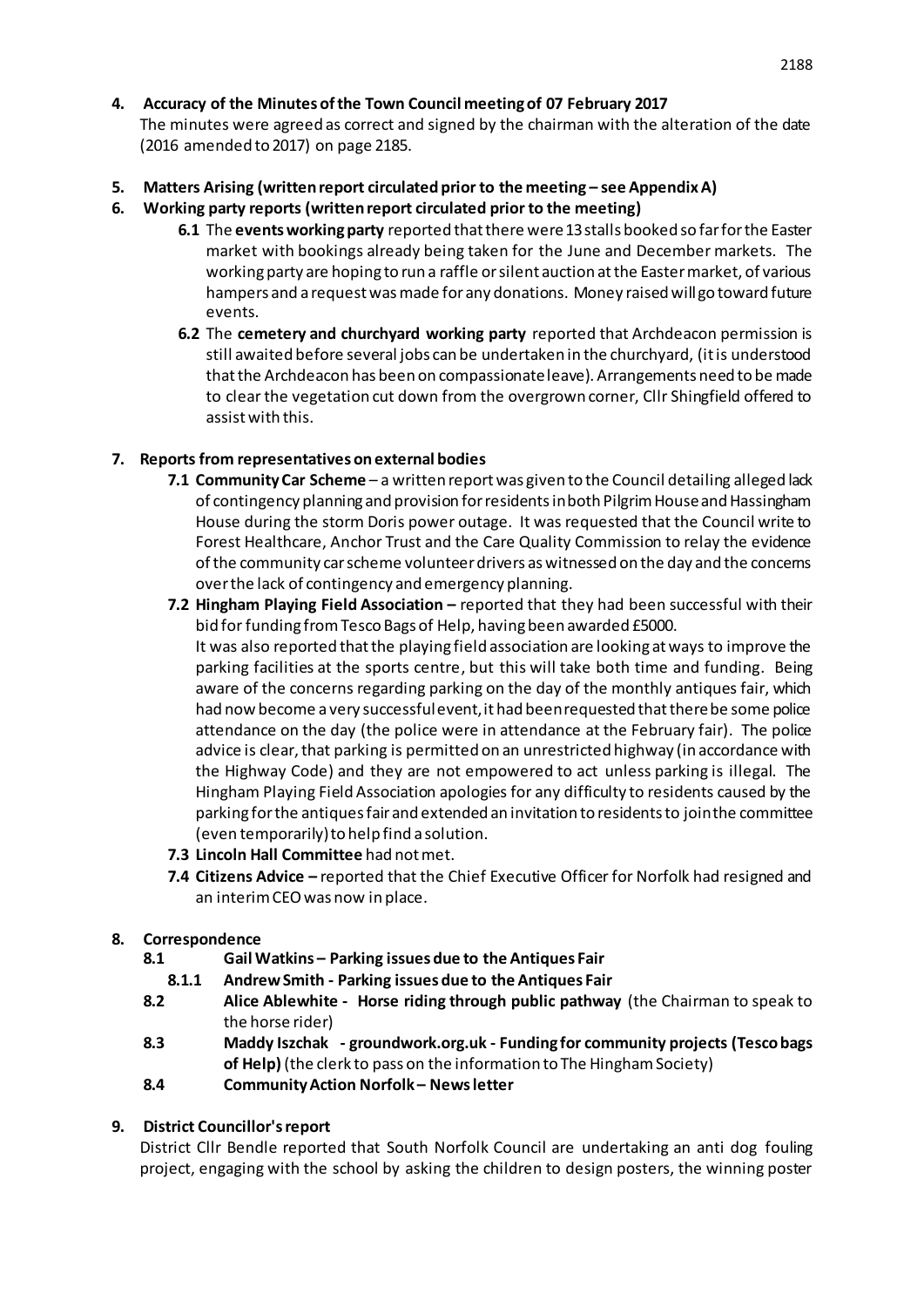**4. Accuracy of the Minutes of the Town Council meeting of 07 February 2017**

The minutes were agreed as correct and signed by the chairman with the alteration of the date (2016 amended to 2017) on page 2185.

**5. Matters Arising (written report circulated prior to the meeting – see Appendix A)**

**6. Working party reports (written report circulated prior to the meeting)**

**6.1** The **events working party** reported that there were 13 stalls booked so far for the Easter market with bookings already being taken for the June and December markets. The working party are hoping to run a raffle or silent auction at the Easter market, of various hampers and a request was made for any donations. Money raised will go toward future events.

**6.2** The **cemetery and churchyard working party** reported that Archdeacon permission is still awaited before several jobs can be undertaken in the churchyard, (it is understood that the Archdeacon has been on compassionate leave). Arrangements need to be made to clear the vegetation cut down from the overgrown corner, Cllr Shingfield offered to assist with this.

**7. Reports from representatives on external bodies**

**7.1 Community Car Scheme** – a written report was given to the Council detailing alleged lack of contingency planning and provision for residents in both Pilgrim House and Hassingham House during the storm Doris power outage. It was requested that the Council write to Forest Healthcare, Anchor Trust and the Care Quality Commission to relay the evidence of the community car scheme volunteer drivers as witnessed on the day and the concerns over the lack of contingency and emergency planning.

**7.2 Hingham Playing Field Association –** reported that they had been successful with their bid for funding from Tesco Bags of Help, having been awarded £5000.

It was also reported that the playing field association are looking at ways to improve the parking facilities at the sports centre, but this will take both time and funding. Being aware of the concerns regarding parking on the day of the monthly antiques fair, which had now become a very successful event, it had been requested that there be some police attendance on the day (the police were in attendance at the February fair). The police advice is clear, that parking is permitted on an unrestricted highway (in accordance with the Highway Code) and they are not empowered to act unless parking is illegal. The Hingham Playing Field Association apologies for any difficulty to residents caused by the parking for the antiques fair and extended an invitation to residents to join the committee (even temporarily) to help find a solution.

**7.3 Lincoln Hall Committee** had not met.

**7.4 Citizens Advice –** reported that the Chief Executive Officer for Norfolk had resigned and an interim CEO was now in place.

**8. Correspondence**

**8.1 Gail Watkins – Parking issues due to the Antiques Fair**

**8.1.1 Andrew Smith - Parking issues due to the Antiques Fair**

**8.2 Alice Ablewhite - Horse riding through public pathway** (the Chairman to speak to the horse rider)

**8.3 Maddy Iszchak - groundwork.org.uk - Funding for community projects (Tesco bags of Help)** (the clerk to pass on the information to The Hingham Society)

**8.4 Community Action Norfolk – News letter**

**9. District Councillor's report**

District Cllr Bendle reported that South Norfolk Council are undertaking an anti dog fouling project, engaging with the school by asking the children to design posters, the winning poster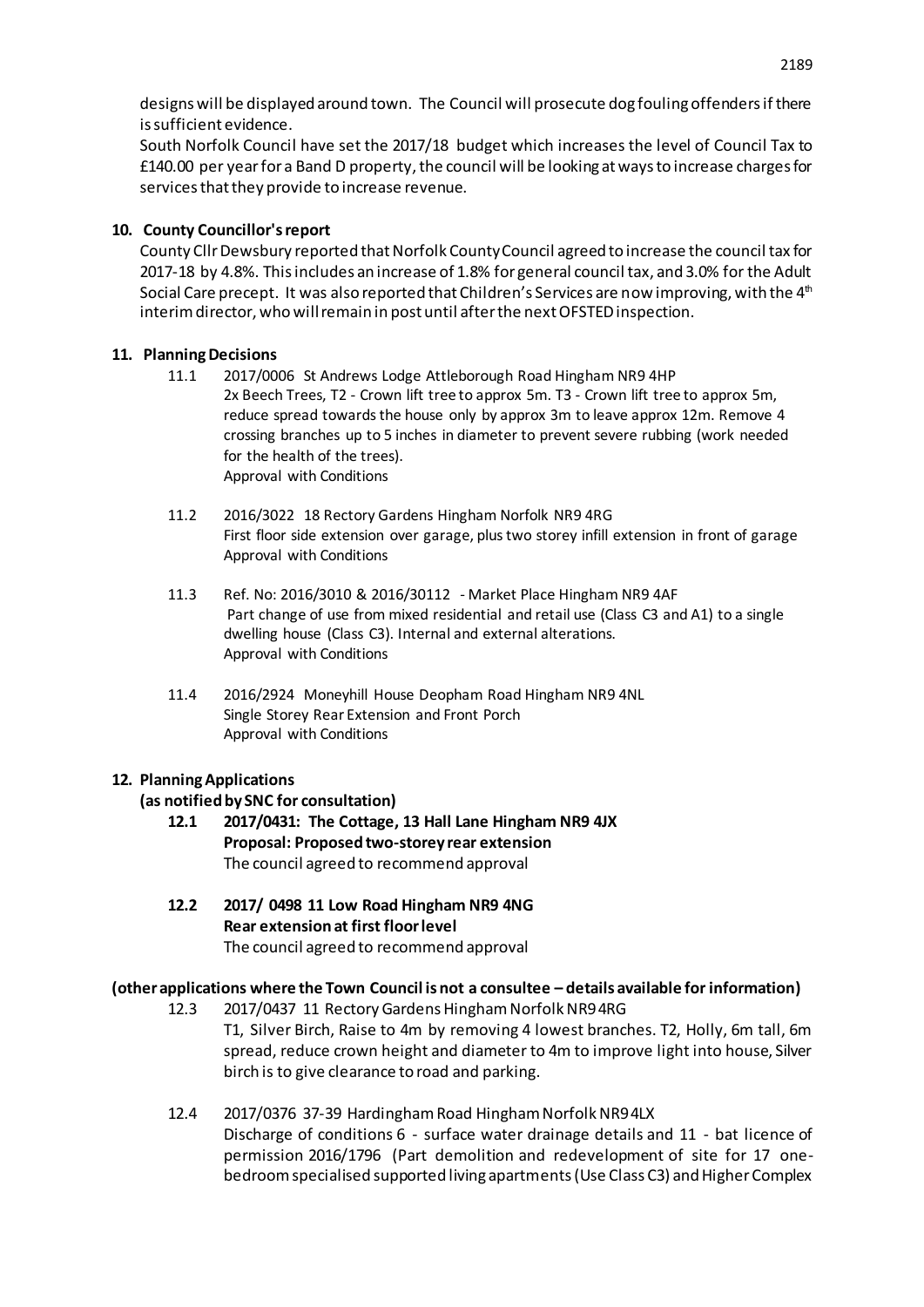designs will be displayed around town. The Council will prosecute dog fouling offenders if there is sufficient evidence.

South Norfolk Council have set the 2017/18 budget which increases the level of Council Tax to £140.00 per year for a Band D property, the council will be looking at ways to increase charges for services that they provide to increase revenue.

**10. County Councillor's report**

County Cllr Dewsbury reported that Norfolk County Council agreed to increase the council tax for 2017-18 by 4.8%. This includes an increase of 1.8% for general council tax, and 3.0% for the Adult Social Care precept. It was also reported that Children's Services are now improving, with the 4th interim director, who will remain in post until after the next OFSTED inspection.

**11. Planning Decisions**

11.1 2017/0006 St Andrews Lodge Attleborough Road Hingham NR9 4HP
2x Beech Trees, T2 - Crown lift tree to approx 5m. T3 - Crown lift tree to approx 5m, reduce spread towards the house only by approx 3m to leave approx 12m. Remove 4 crossing branches up to 5 inches in diameter to prevent severe rubbing (work needed for the health of the trees).
Approval with Conditions

11.2 2016/3022 18 Rectory Gardens Hingham Norfolk NR9 4RG
First floor side extension over garage, plus two storey infill extension in front of garage
Approval with Conditions

11.3 Ref. No: 2016/3010 & 2016/30112 - Market Place Hingham NR9 4AF
Part change of use from mixed residential and retail use (Class C3 and A1) to a single dwelling house (Class C3). Internal and external alterations.
Approval with Conditions

11.4 2016/2924 Moneyhill House Deopham Road Hingham NR9 4NL
Single Storey Rear Extension and Front Porch
Approval with Conditions

**12. Planning Applications**

**(as notified by SNC for consultation)**

**12.1 2017/0431: The Cottage, 13 Hall Lane Hingham NR9 4JX**
**Proposal: Proposed two-storey rear extension**
The council agreed to recommend approval

**12.2 2017/ 0498 11 Low Road Hingham NR9 4NG**
**Rear extension at first floor level**
The council agreed to recommend approval

**(other applications where the Town Council is not a consultee – details available for information)**

12.3 2017/0437 11 Rectory Gardens Hingham Norfolk NR9 4RG
T1, Silver Birch, Raise to 4m by removing 4 lowest branches. T2, Holly, 6m tall, 6m spread, reduce crown height and diameter to 4m to improve light into house, Silver birch is to give clearance to road and parking.

12.4 2017/0376 37-39 Hardingham Road Hingham Norfolk NR9 4LX
Discharge of conditions 6 - surface water drainage details and 11 - bat licence of permission 2016/1796 (Part demolition and redevelopment of site for 17 one-bedroom specialised supported living apartments (Use Class C3) and Higher Complex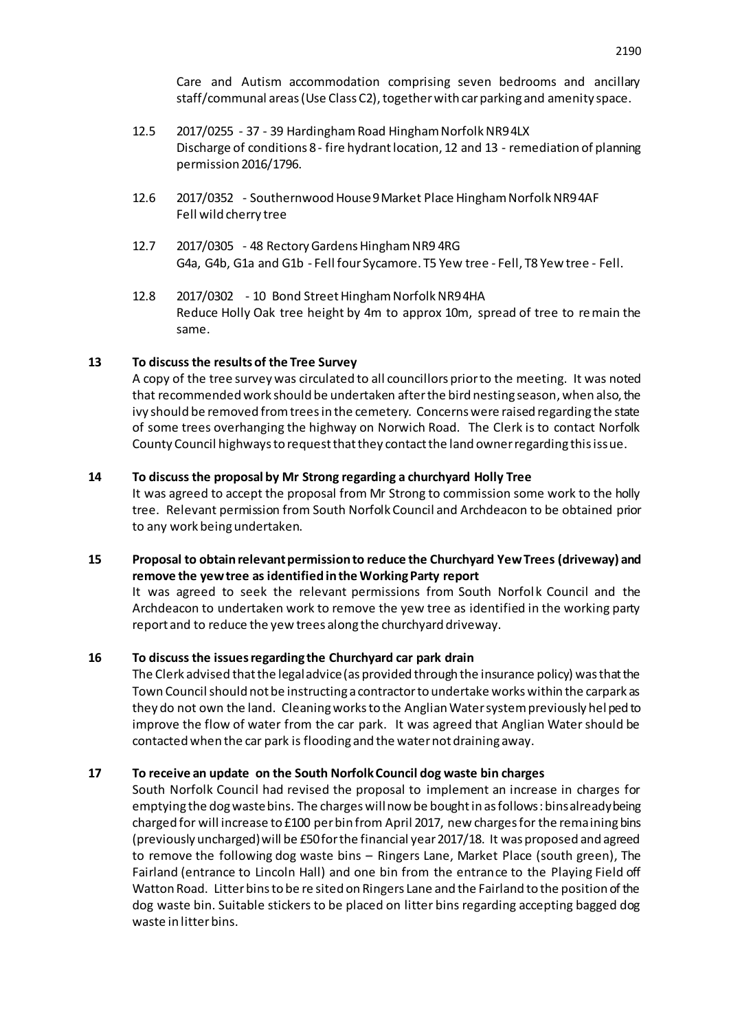Care and Autism accommodation comprising seven bedrooms and ancillary staff/communal areas (Use Class C2), together with car parking and amenity space.

12.5 2017/0255 - 37 - 39 Hardingham Road Hingham Norfolk NR9 4LX
Discharge of conditions 8 - fire hydrant location, 12 and 13 - remediation of planning permission 2016/1796.

12.6 2017/0352 - Southernwood House 9 Market Place Hingham Norfolk NR9 4AF
Fell wild cherry tree

12.7 2017/0305 - 48 Rectory Gardens Hingham NR9 4RG
G4a, G4b, G1a and G1b - Fell four Sycamore. T5 Yew tree - Fell, T8 Yew tree - Fell.

12.8 2017/0302 - 10 Bond Street Hingham Norfolk NR9 4HA
Reduce Holly Oak tree height by 4m to approx 10m, spread of tree to remain the same.

**13 To discuss the results of the Tree Survey**

A copy of the tree survey was circulated to all councillors prior to the meeting. It was noted that recommended work should be undertaken after the bird nesting season, when also, the ivy should be removed from trees in the cemetery. Concerns were raised regarding the state of some trees overhanging the highway on Norwich Road. The Clerk is to contact Norfolk County Council highways to request that they contact the land owner regarding this issue.

**14 To discuss the proposal by Mr Strong regarding a churchyard Holly Tree**

It was agreed to accept the proposal from Mr Strong to commission some work to the holly tree. Relevant permission from South Norfolk Council and Archdeacon to be obtained prior to any work being undertaken.

**15 Proposal to obtain relevant permission to reduce the Churchyard Yew Trees (driveway) and remove the yew tree as identified in the Working Party report**

It was agreed to seek the relevant permissions from South Norfolk Council and the Archdeacon to undertaken work to remove the yew tree as identified in the working party report and to reduce the yew trees along the churchyard driveway.

**16 To discuss the issues regarding the Churchyard car park drain**

The Clerk advised that the legal advice (as provided through the insurance policy) was that the Town Council should not be instructing a contractor to undertake works within the carpark as they do not own the land. Cleaning works to the Anglian Water system previously helped to improve the flow of water from the car park. It was agreed that Anglian Water should be contacted when the car park is flooding and the water not draining away.

**17 To receive an update on the South Norfolk Council dog waste bin charges**

South Norfolk Council had revised the proposal to implement an increase in charges for emptying the dog waste bins. The charges will now be bought in as follows: bins already being charged for will increase to £100 per bin from April 2017, new charges for the remaining bins (previously uncharged) will be £50 for the financial year 2017/18. It was proposed and agreed to remove the following dog waste bins – Ringers Lane, Market Place (south green), The Fairland (entrance to Lincoln Hall) and one bin from the entrance to the Playing Field off Watton Road. Litter bins to be re sited on Ringers Lane and the Fairland to the position of the dog waste bin. Suitable stickers to be placed on litter bins regarding accepting bagged dog waste in litter bins.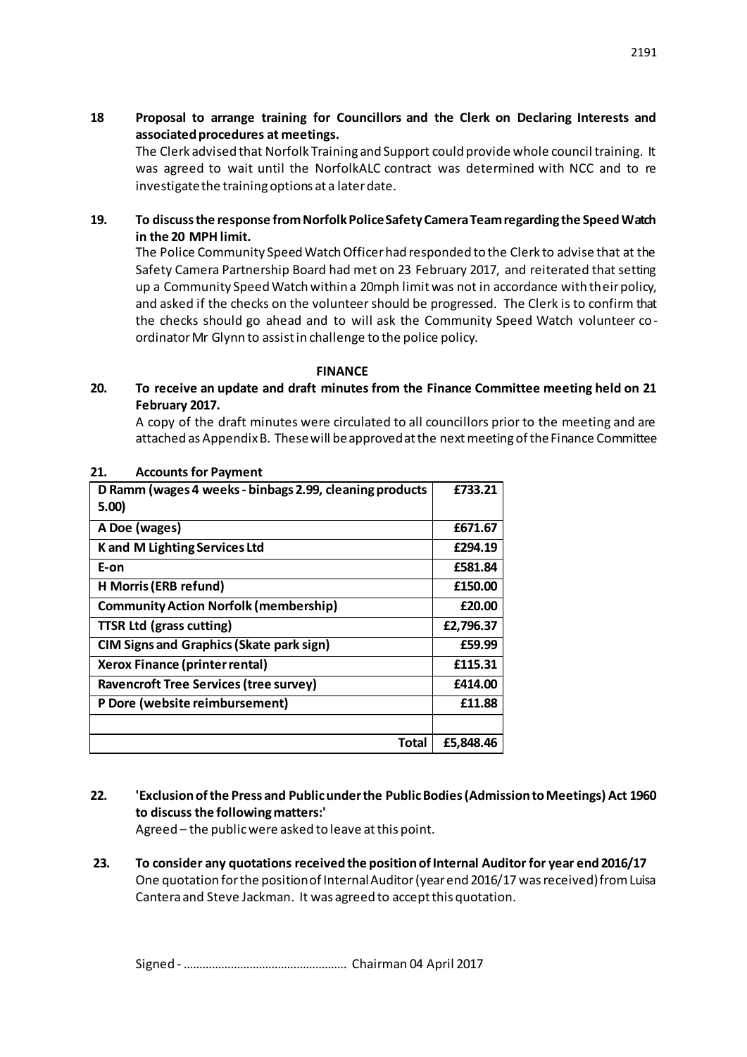**18 Proposal to arrange training for Councillors and the Clerk on Declaring Interests and associated procedures at meetings.**

The Clerk advised that Norfolk Training and Support could provide whole council training. It was agreed to wait until the NorfolkALC contract was determined with NCC and to re investigate the training options at a later date.

**19. To discuss the response from Norfolk Police Safety Camera Team regarding the Speed Watch in the 20 MPH limit.**

The Police Community Speed Watch Officer had responded to the Clerk to advise that at the Safety Camera Partnership Board had met on 23 February 2017, and reiterated that setting up a Community Speed Watch within a 20mph limit was not in accordance with their policy, and asked if the checks on the volunteer should be progressed. The Clerk is to confirm that the checks should go ahead and to will ask the Community Speed Watch volunteer co-ordinator Mr Glynn to assist in challenge to the police policy.

## FINANCE

**20. To receive an update and draft minutes from the Finance Committee meeting held on 21 February 2017.**

A copy of the draft minutes were circulated to all councillors prior to the meeting and are attached as Appendix B. These will be approved at the next meeting of the Finance Committee

**21. Accounts for Payment**

| | |
|---|---|
| **D Ramm (wages 4 weeks - binbags 2.99, cleaning products 5.00)** | **£733.21** |
| **A Doe (wages)** | **£671.67** |
| **K and M Lighting Services Ltd** | **£294.19** |
| **E-on** | **£581.84** |
| **H Morris (ERB refund)** | **£150.00** |
| **Community Action Norfolk (membership)** | **£20.00** |
| **TTSR Ltd (grass cutting)** | **£2,796.37** |
| **CIM Signs and Graphics (Skate park sign)** | **£59.99** |
| **Xerox Finance (printer rental)** | **£115.31** |
| **Ravencroft Tree Services (tree survey)** | **£414.00** |
| **P Dore (website reimbursement)** | **£11.88** |
| | |
| **Total** | **£5,848.46** |

**22. 'Exclusion of the Press and Public under the Public Bodies (Admission to Meetings) Act 1960 to discuss the following matters:'**

Agreed – the public were asked to leave at this point.

**23. To consider any quotations received the position of Internal Auditor for year end 2016/17**

One quotation for the position of Internal Auditor (year end 2016/17 was received) from Luisa Cantera and Steve Jackman. It was agreed to accept this quotation.

Signed - …………………………………………… Chairman 04 April 2017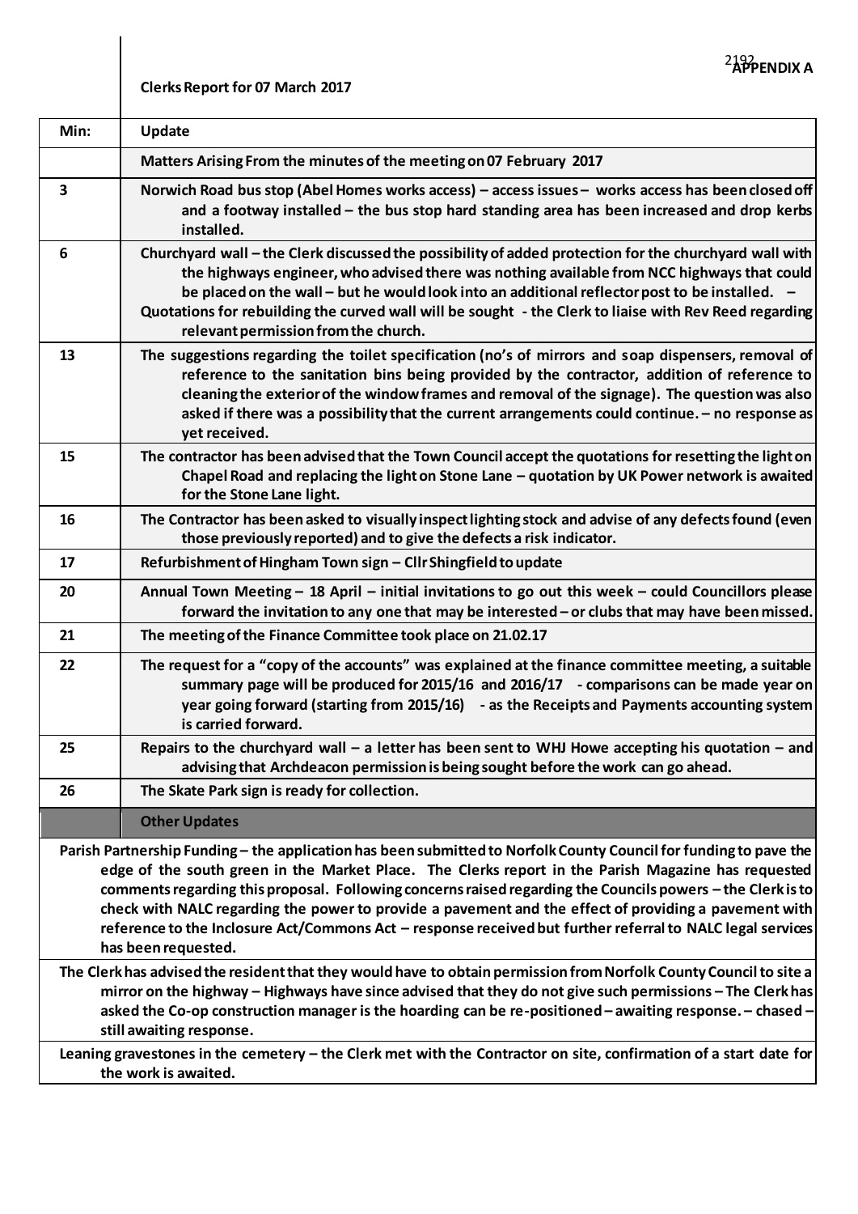**APPENDIX A**

**Clerks Report for 07 March 2017**

| Min: | Update |
|---|---|
| | **Matters Arising From the minutes of the meeting on 07 February 2017** |
| 3 | Norwich Road bus stop (Abel Homes works access) – access issues – works access has been closed off and a footway installed – the bus stop hard standing area has been increased and drop kerbs installed. |
| 6 | Churchyard wall – the Clerk discussed the possibility of added protection for the churchyard wall with the highways engineer, who advised there was nothing available from NCC highways that could be placed on the wall – but he would look into an additional reflector post to be installed. – Quotations for rebuilding the curved wall will be sought - the Clerk to liaise with Rev Reed regarding relevant permission from the church. |
| 13 | The suggestions regarding the toilet specification (no's of mirrors and soap dispensers, removal of reference to the sanitation bins being provided by the contractor, addition of reference to cleaning the exterior of the window frames and removal of the signage). The question was also asked if there was a possibility that the current arrangements could continue. – no response as yet received. |
| 15 | The contractor has been advised that the Town Council accept the quotations for resetting the light on Chapel Road and replacing the light on Stone Lane – quotation by UK Power network is awaited for the Stone Lane light. |
| 16 | The Contractor has been asked to visually inspect lighting stock and advise of any defects found (even those previously reported) and to give the defects a risk indicator. |
| 17 | Refurbishment of Hingham Town sign – Cllr Shingfield to update |
| 20 | Annual Town Meeting – 18 April – initial invitations to go out this week – could Councillors please forward the invitation to any one that may be interested – or clubs that may have been missed. |
| 21 | The meeting of the Finance Committee took place on 21.02.17 |
| 22 | The request for a "copy of the accounts" was explained at the finance committee meeting, a suitable summary page will be produced for 2015/16 and 2016/17 - comparisons can be made year on year going forward (starting from 2015/16) - as the Receipts and Payments accounting system is carried forward. |
| 25 | Repairs to the churchyard wall – a letter has been sent to WHJ Howe accepting his quotation – and advising that Archdeacon permission is being sought before the work can go ahead. |
| 26 | The Skate Park sign is ready for collection. |
| | **Other Updates** |

Parish Partnership Funding – the application has been submitted to Norfolk County Council for funding to pave the edge of the south green in the Market Place. The Clerks report in the Parish Magazine has requested comments regarding this proposal. Following concerns raised regarding the Councils powers – the Clerk is to check with NALC regarding the power to provide a pavement and the effect of providing a pavement with reference to the Inclosure Act/Commons Act – response received but further referral to NALC legal services has been requested.

The Clerk has advised the resident that they would have to obtain permission from Norfolk County Council to site a mirror on the highway – Highways have since advised that they do not give such permissions – The Clerk has asked the Co-op construction manager is the hoarding can be re-positioned – awaiting response. – chased – still awaiting response.

Leaning gravestones in the cemetery – the Clerk met with the Contractor on site, confirmation of a start date for the work is awaited.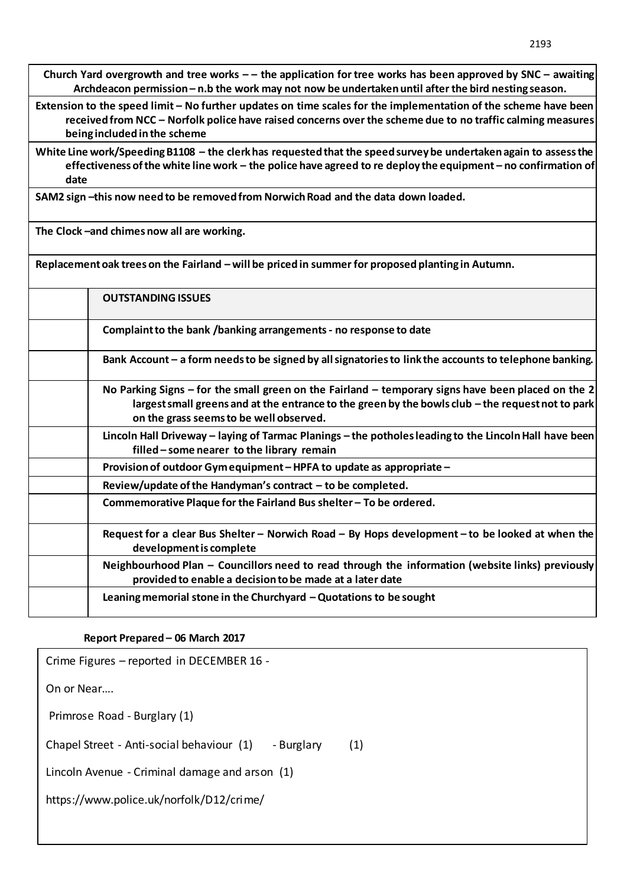**Church Yard overgrowth and tree works – – the application for tree works has been approved by SNC – awaiting Archdeacon permission – n.b the work may not now be undertaken until after the bird nesting season.**

**Extension to the speed limit – No further updates on time scales for the implementation of the scheme have been received from NCC – Norfolk police have raised concerns over the scheme due to no traffic calming measures being included in the scheme**

**White Line work/Speeding B1108 – the clerk has requested that the speed survey be undertaken again to assess the effectiveness of the white line work – the police have agreed to re deploy the equipment – no confirmation of date**

**SAM2 sign –this now need to be removed from Norwich Road and the data down loaded.**

**The Clock –and chimes now all are working.**

**Replacement oak trees on the Fairland – will be priced in summer for proposed planting in Autumn.**

| | **OUTSTANDING ISSUES** |
|---|---|
| | **Complaint to the bank /banking arrangements - no response to date** |
| | **Bank Account – a form needs to be signed by all signatories to link the accounts to telephone banking.** |
| | **No Parking Signs – for the small green on the Fairland – temporary signs have been placed on the 2 largest small greens and at the entrance to the green by the bowls club – the request not to park on the grass seems to be well observed.** |
| | **Lincoln Hall Driveway – laying of Tarmac Planings – the potholes leading to the Lincoln Hall have been filled – some nearer to the library remain** |
| | **Provision of outdoor Gym equipment – HPFA to update as appropriate –** |
| | **Review/update of the Handyman's contract – to be completed.** |
| | **Commemorative Plaque for the Fairland Bus shelter – To be ordered.** |
| | **Request for a clear Bus Shelter – Norwich Road – By Hops development – to be looked at when the development is complete** |
| | **Neighbourhood Plan – Councillors need to read through the information (website links) previously provided to enable a decision to be made at a later date** |
| | **Leaning memorial stone in the Churchyard – Quotations to be sought** |

**Report Prepared – 06 March 2017**

Crime Figures – reported in DECEMBER 16 -

On or Near….

Primrose Road - Burglary (1)

Chapel Street - Anti-social behaviour (1) - Burglary (1)

Lincoln Avenue - Criminal damage and arson (1)

https://www.police.uk/norfolk/D12/crime/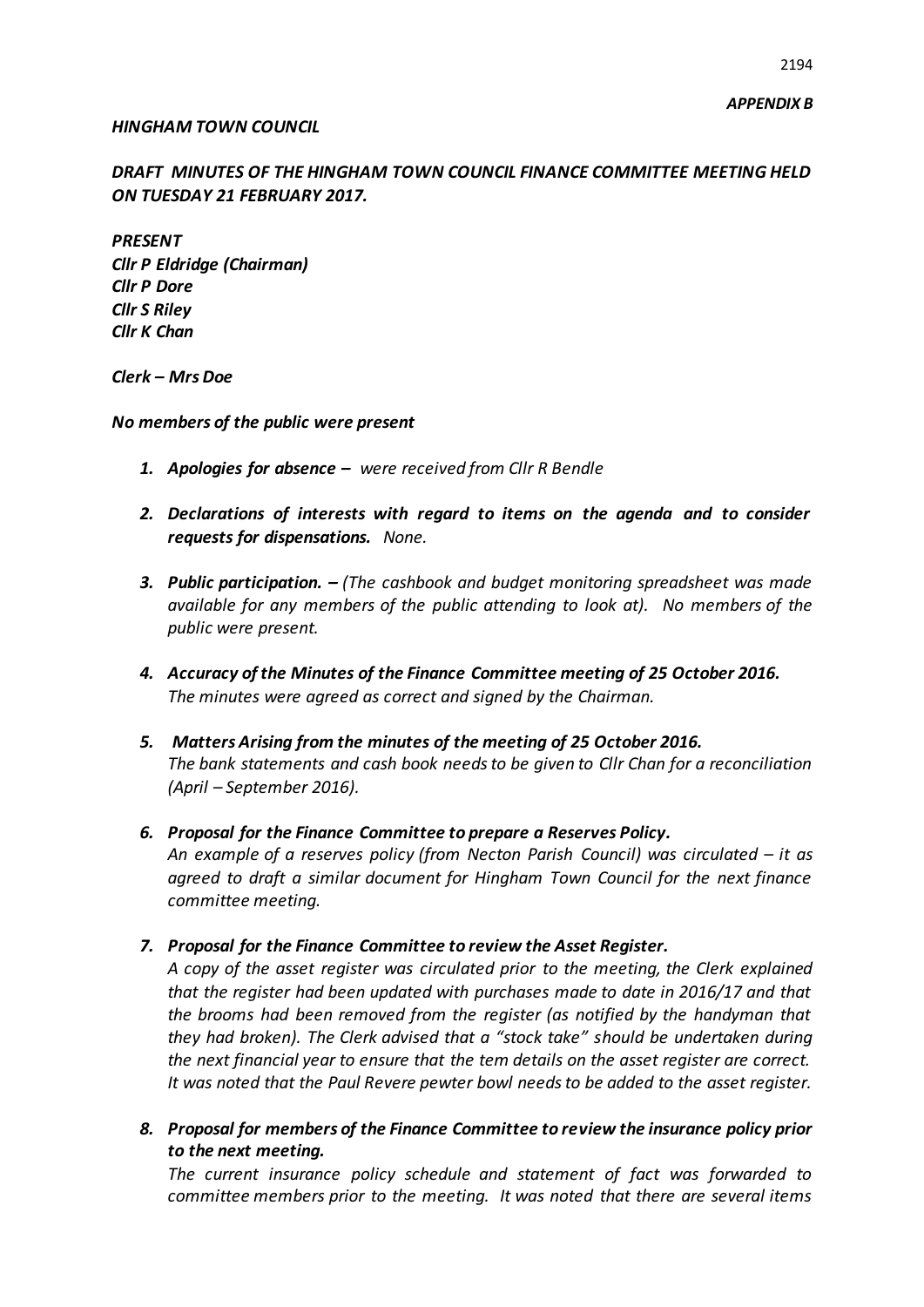*APPENDIX B*

*HINGHAM TOWN COUNCIL*

***DRAFT MINUTES OF THE HINGHAM TOWN COUNCIL FINANCE COMMITTEE MEETING HELD ON TUESDAY 21 FEBRUARY 2017.***

***PRESENT***
***Cllr P Eldridge (Chairman)***
***Cllr P Dore***
***Cllr S Riley***
***Cllr K Chan***

***Clerk – Mrs Doe***

***No members of the public were present***

1. ***Apologies for absence –*** *were received from Cllr R Bendle*
2. ***Declarations of interests with regard to items on the agenda and to consider requests for dispensations.*** *None.*
3. ***Public participation. –*** *(The cashbook and budget monitoring spreadsheet was made available for any members of the public attending to look at). No members of the public were present.*
4. ***Accuracy of the Minutes of the Finance Committee meeting of 25 October 2016.***
   *The minutes were agreed as correct and signed by the Chairman.*
5. ***Matters Arising from the minutes of the meeting of 25 October 2016.***
   *The bank statements and cash book needs to be given to Cllr Chan for a reconciliation (April – September 2016).*
6. ***Proposal for the Finance Committee to prepare a Reserves Policy.***
   *An example of a reserves policy (from Necton Parish Council) was circulated – it as agreed to draft a similar document for Hingham Town Council for the next finance committee meeting.*
7. ***Proposal for the Finance Committee to review the Asset Register.***
   *A copy of the asset register was circulated prior to the meeting, the Clerk explained that the register had been updated with purchases made to date in 2016/17 and that the brooms had been removed from the register (as notified by the handyman that they had broken). The Clerk advised that a "stock take" should be undertaken during the next financial year to ensure that the tem details on the asset register are correct. It was noted that the Paul Revere pewter bowl needs to be added to the asset register.*
8. ***Proposal for members of the Finance Committee to review the insurance policy prior to the next meeting.***
   *The current insurance policy schedule and statement of fact was forwarded to committee members prior to the meeting. It was noted that there are several items*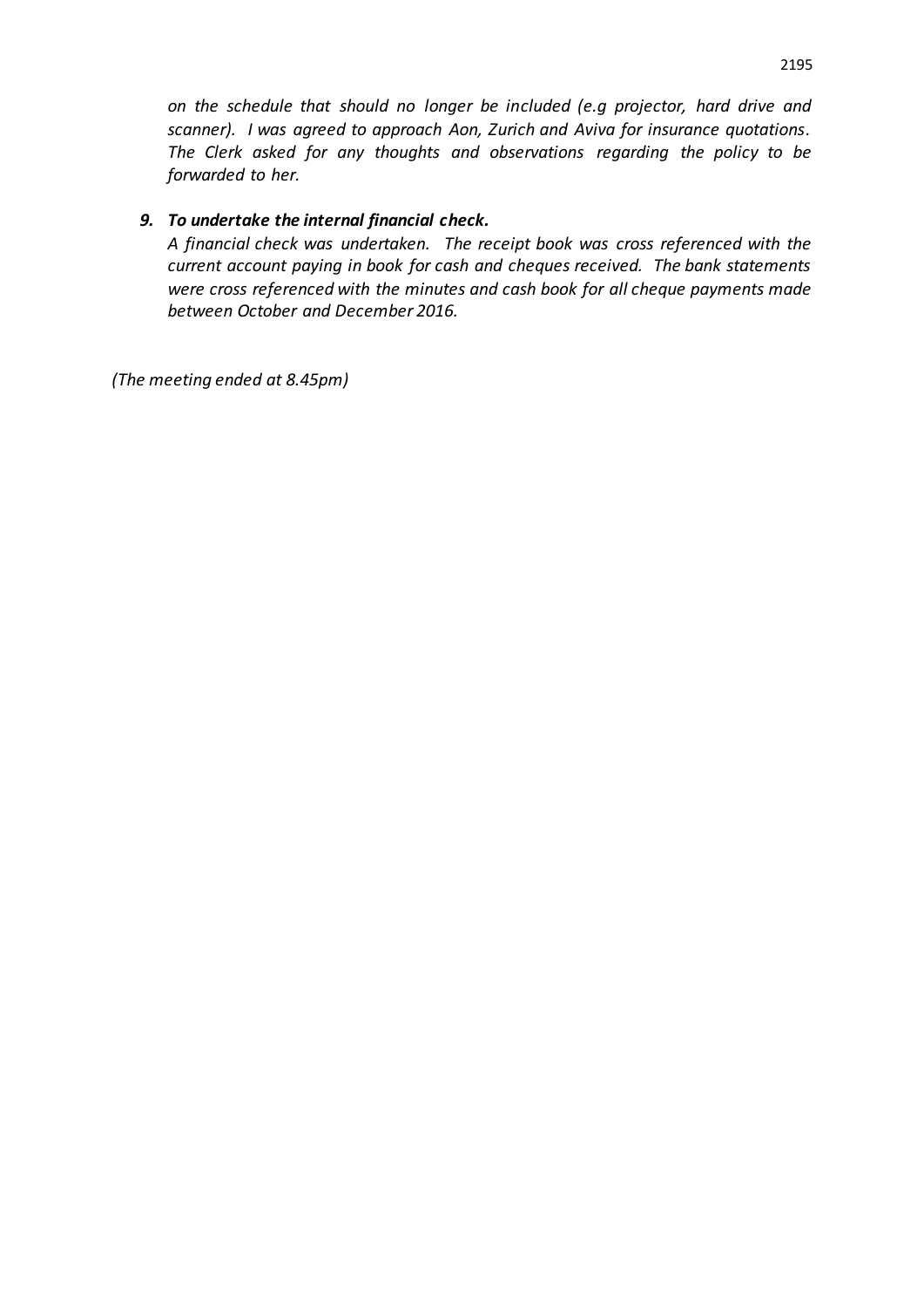*on the schedule that should no longer be included (e.g projector, hard drive and scanner). I was agreed to approach Aon, Zurich and Aviva for insurance quotations. The Clerk asked for any thoughts and observations regarding the policy to be forwarded to her.*

***9. To undertake the internal financial check.***

*A financial check was undertaken. The receipt book was cross referenced with the current account paying in book for cash and cheques received. The bank statements were cross referenced with the minutes and cash book for all cheque payments made between October and December 2016.*

*(The meeting ended at 8.45pm)*